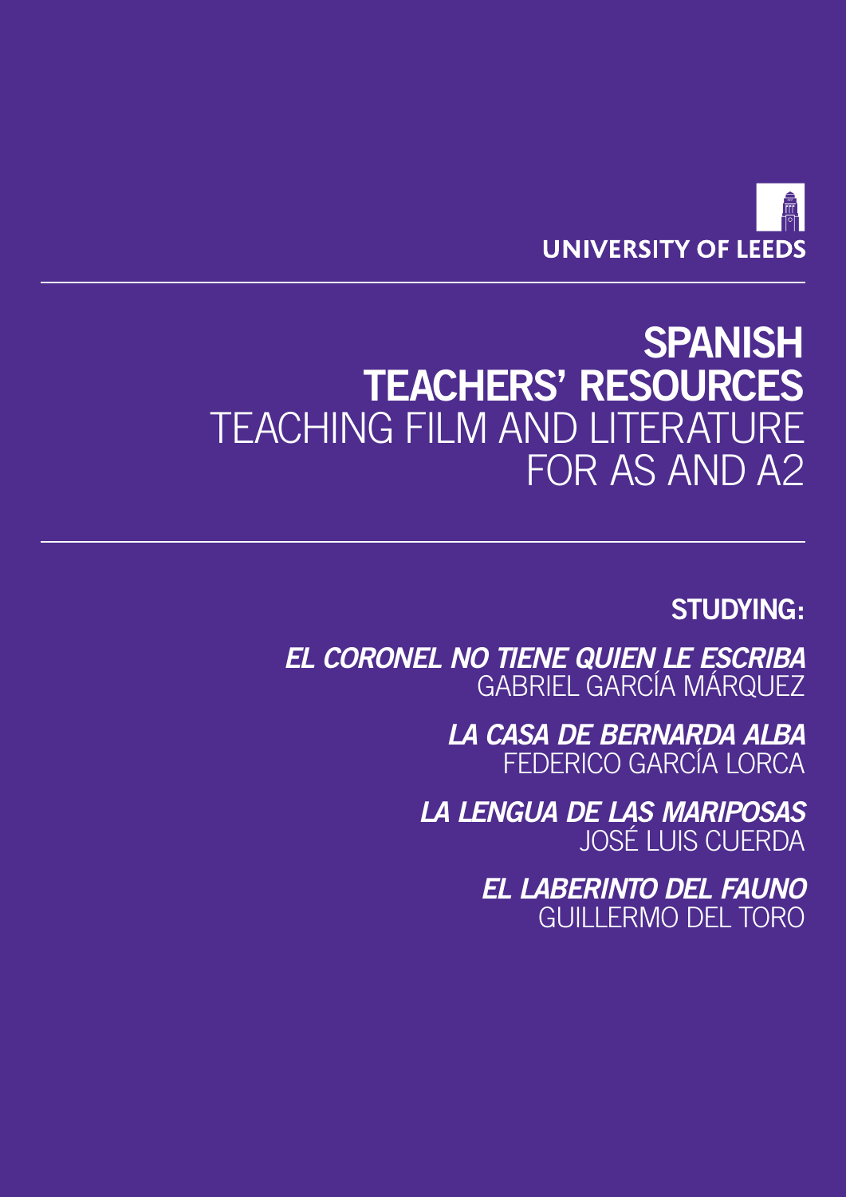UNIVERSITY OF LEEDS

# SPANISH TEACHERS' RESOURCES

## TEACHING FILM AND LITERATURE FOR AS AND A2

**STUDYING:**

***EL CORONEL NO TIENE QUIEN LE ESCRIBA***
GABRIEL GARCÍA MÁRQUEZ

***LA CASA DE BERNARDA ALBA***
FEDERICO GARCÍA LORCA

***LA LENGUA DE LAS MARIPOSAS***
JOSÉ LUIS CUERDA

***EL LABERINTO DEL FAUNO***
GUILLERMO DEL TORO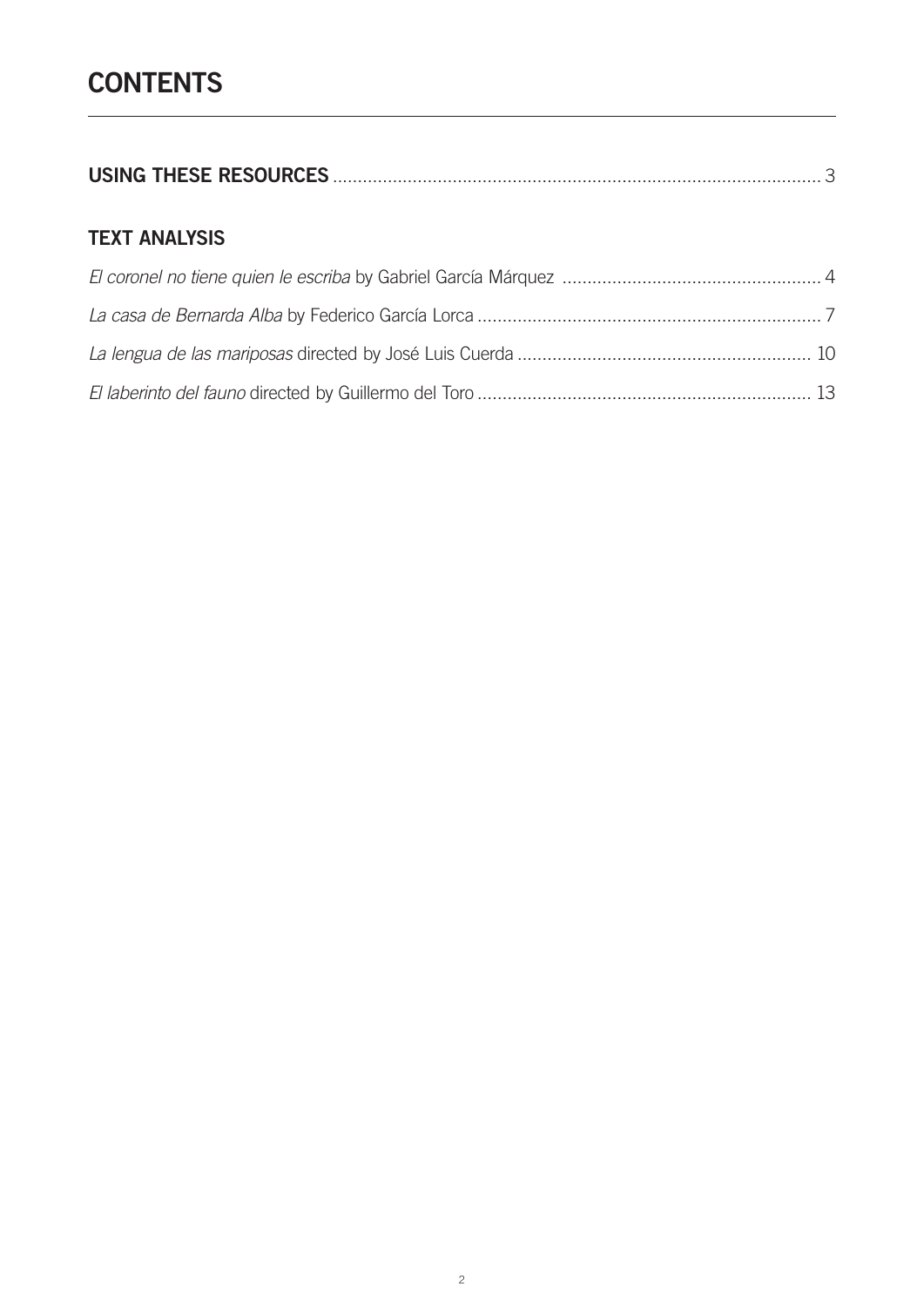# CONTENTS

**USING THESE RESOURCES** ..... 3

## TEXT ANALYSIS

*El coronel no tiene quien le escriba* by Gabriel García Márquez ..... 4

*La casa de Bernarda Alba* by Federico García Lorca ..... 7

*La lengua de las mariposas* directed by José Luis Cuerda ..... 10

*El laberinto del fauno* directed by Guillermo del Toro ..... 13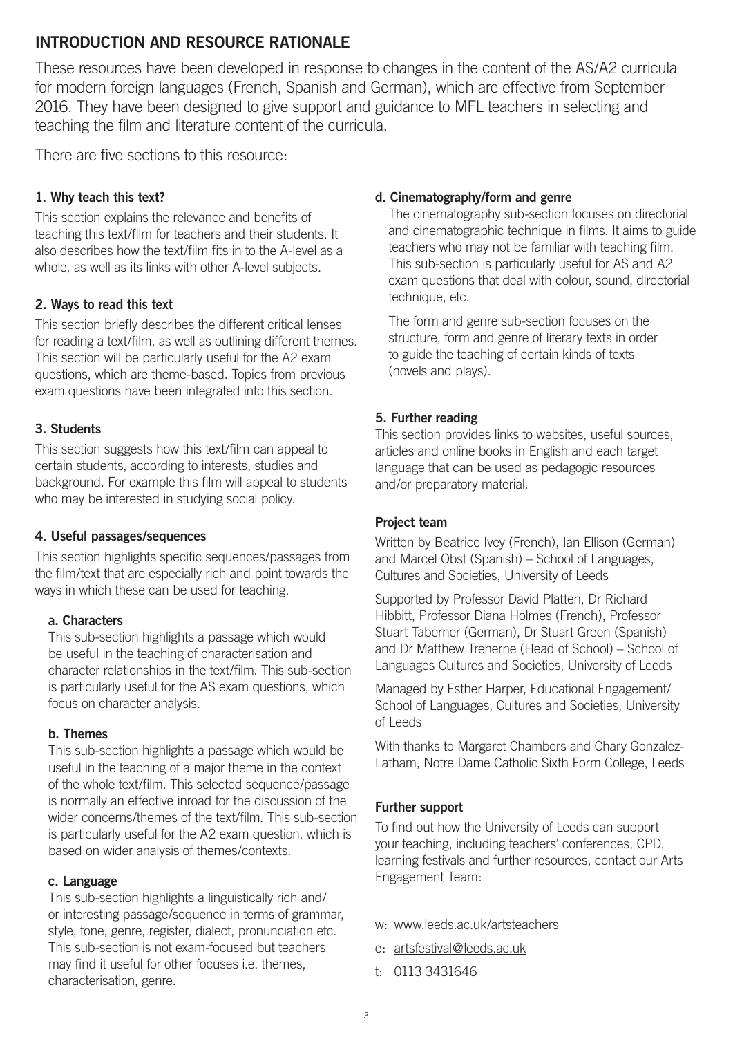## INTRODUCTION AND RESOURCE RATIONALE

These resources have been developed in response to changes in the content of the AS/A2 curricula for modern foreign languages (French, Spanish and German), which are effective from September 2016. They have been designed to give support and guidance to MFL teachers in selecting and teaching the film and literature content of the curricula.

There are five sections to this resource:

### 1. Why teach this text?

This section explains the relevance and benefits of teaching this text/film for teachers and their students. It also describes how the text/film fits in to the A-level as a whole, as well as its links with other A-level subjects.

### 2. Ways to read this text

This section briefly describes the different critical lenses for reading a text/film, as well as outlining different themes. This section will be particularly useful for the A2 exam questions, which are theme-based. Topics from previous exam questions have been integrated into this section.

### 3. Students

This section suggests how this text/film can appeal to certain students, according to interests, studies and background. For example this film will appeal to students who may be interested in studying social policy.

### 4. Useful passages/sequences

This section highlights specific sequences/passages from the film/text that are especially rich and point towards the ways in which these can be used for teaching.

#### a. Characters

This sub-section highlights a passage which would be useful in the teaching of characterisation and character relationships in the text/film. This sub-section is particularly useful for the AS exam questions, which focus on character analysis.

#### b. Themes

This sub-section highlights a passage which would be useful in the teaching of a major theme in the context of the whole text/film. This selected sequence/passage is normally an effective inroad for the discussion of the wider concerns/themes of the text/film. This sub-section is particularly useful for the A2 exam question, which is based on wider analysis of themes/contexts.

#### c. Language

This sub-section highlights a linguistically rich and/or interesting passage/sequence in terms of grammar, style, tone, genre, register, dialect, pronunciation etc. This sub-section is not exam-focused but teachers may find it useful for other focuses i.e. themes, characterisation, genre.

#### d. Cinematography/form and genre

The cinematography sub-section focuses on directorial and cinematographic technique in films. It aims to guide teachers who may not be familiar with teaching film. This sub-section is particularly useful for AS and A2 exam questions that deal with colour, sound, directorial technique, etc.

The form and genre sub-section focuses on the structure, form and genre of literary texts in order to guide the teaching of certain kinds of texts (novels and plays).

### 5. Further reading

This section provides links to websites, useful sources, articles and online books in English and each target language that can be used as pedagogic resources and/or preparatory material.

### Project team

Written by Beatrice Ivey (French), Ian Ellison (German) and Marcel Obst (Spanish) – School of Languages, Cultures and Societies, University of Leeds

Supported by Professor David Platten, Dr Richard Hibbitt, Professor Diana Holmes (French), Professor Stuart Taberner (German), Dr Stuart Green (Spanish) and Dr Matthew Treherne (Head of School) – School of Languages Cultures and Societies, University of Leeds

Managed by Esther Harper, Educational Engagement/ School of Languages, Cultures and Societies, University of Leeds

With thanks to Margaret Chambers and Chary Gonzalez-Latham, Notre Dame Catholic Sixth Form College, Leeds

### Further support

To find out how the University of Leeds can support your teaching, including teachers' conferences, CPD, learning festivals and further resources, contact our Arts Engagement Team:

- w: www.leeds.ac.uk/artsteachers
- e: artsfestival@leeds.ac.uk
- t: 0113 3431646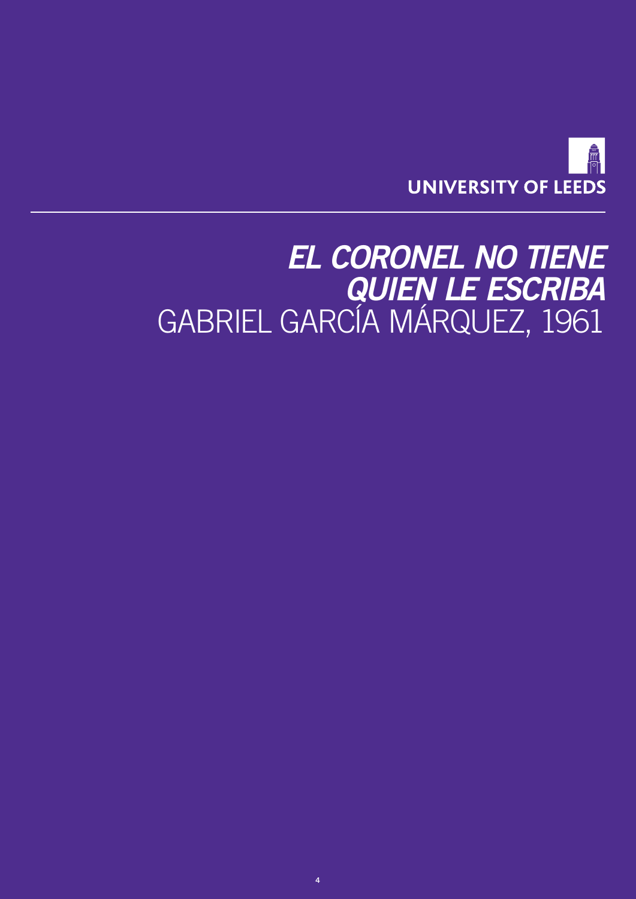UNIVERSITY OF LEEDS

# *EL CORONEL NO TIENE QUIEN LE ESCRIBA*

GABRIEL GARCÍA MÁRQUEZ, 1961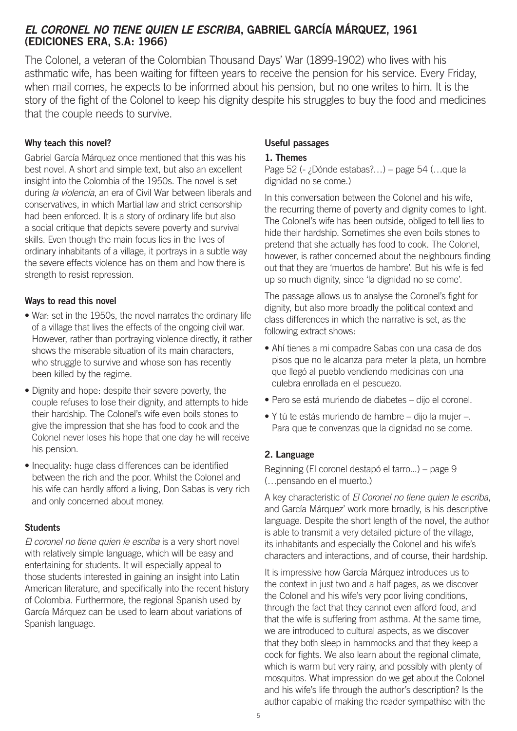## *EL CORONEL NO TIENE QUIEN LE ESCRIBA*, GABRIEL GARCÍA MÁRQUEZ, 1961 (EDICIONES ERA, S.A: 1966)

The Colonel, a veteran of the Colombian Thousand Days' War (1899-1902) who lives with his asthmatic wife, has been waiting for fifteen years to receive the pension for his service. Every Friday, when mail comes, he expects to be informed about his pension, but no one writes to him. It is the story of the fight of the Colonel to keep his dignity despite his struggles to buy the food and medicines that the couple needs to survive.

### Why teach this novel?

Gabriel García Márquez once mentioned that this was his best novel. A short and simple text, but also an excellent insight into the Colombia of the 1950s. The novel is set during *la violencia*, an era of Civil War between liberals and conservatives, in which Martial law and strict censorship had been enforced. It is a story of ordinary life but also a social critique that depicts severe poverty and survival skills. Even though the main focus lies in the lives of ordinary inhabitants of a village, it portrays in a subtle way the severe effects violence has on them and how there is strength to resist repression.

### Ways to read this novel

- War: set in the 1950s, the novel narrates the ordinary life of a village that lives the effects of the ongoing civil war. However, rather than portraying violence directly, it rather shows the miserable situation of its main characters, who struggle to survive and whose son has recently been killed by the regime.
- Dignity and hope: despite their severe poverty, the couple refuses to lose their dignity, and attempts to hide their hardship. The Colonel's wife even boils stones to give the impression that she has food to cook and the Colonel never loses his hope that one day he will receive his pension.
- Inequality: huge class differences can be identified between the rich and the poor. Whilst the Colonel and his wife can hardly afford a living, Don Sabas is very rich and only concerned about money.

### Students

*El coronel no tiene quien le escriba* is a very short novel with relatively simple language, which will be easy and entertaining for students. It will especially appeal to those students interested in gaining an insight into Latin American literature, and specifically into the recent history of Colombia. Furthermore, the regional Spanish used by García Márquez can be used to learn about variations of Spanish language.

### Useful passages

#### 1. Themes

Page 52 (- ¿Dónde estabas?…) – page 54 (…que la dignidad no se come.)

In this conversation between the Colonel and his wife, the recurring theme of poverty and dignity comes to light. The Colonel's wife has been outside, obliged to tell lies to hide their hardship. Sometimes she even boils stones to pretend that she actually has food to cook. The Colonel, however, is rather concerned about the neighbours finding out that they are 'muertos de hambre'. But his wife is fed up so much dignity, since 'la dignidad no se come'.

The passage allows us to analyse the Coronel's fight for dignity, but also more broadly the political context and class differences in which the narrative is set, as the following extract shows:

- Ahí tienes a mi compadre Sabas con una casa de dos pisos que no le alcanza para meter la plata, un hombre que llegó al pueblo vendiendo medicinas con una culebra enrollada en el pescuezo.
- Pero se está muriendo de diabetes – dijo el coronel.
- Y tú te estás muriendo de hambre – dijo la mujer –. Para que te convenzas que la dignidad no se come.

#### 2. Language

Beginning (El coronel destapó el tarro...) – page 9 (…pensando en el muerto.)

A key characteristic of *El Coronel no tiene quien le escriba*, and García Márquez' work more broadly, is his descriptive language. Despite the short length of the novel, the author is able to transmit a very detailed picture of the village, its inhabitants and especially the Colonel and his wife's characters and interactions, and of course, their hardship.

It is impressive how García Márquez introduces us to the context in just two and a half pages, as we discover the Colonel and his wife's very poor living conditions, through the fact that they cannot even afford food, and that the wife is suffering from asthma. At the same time, we are introduced to cultural aspects, as we discover that they both sleep in hammocks and that they keep a cock for fights. We also learn about the regional climate, which is warm but very rainy, and possibly with plenty of mosquitos. What impression do we get about the Colonel and his wife's life through the author's description? Is the author capable of making the reader sympathise with the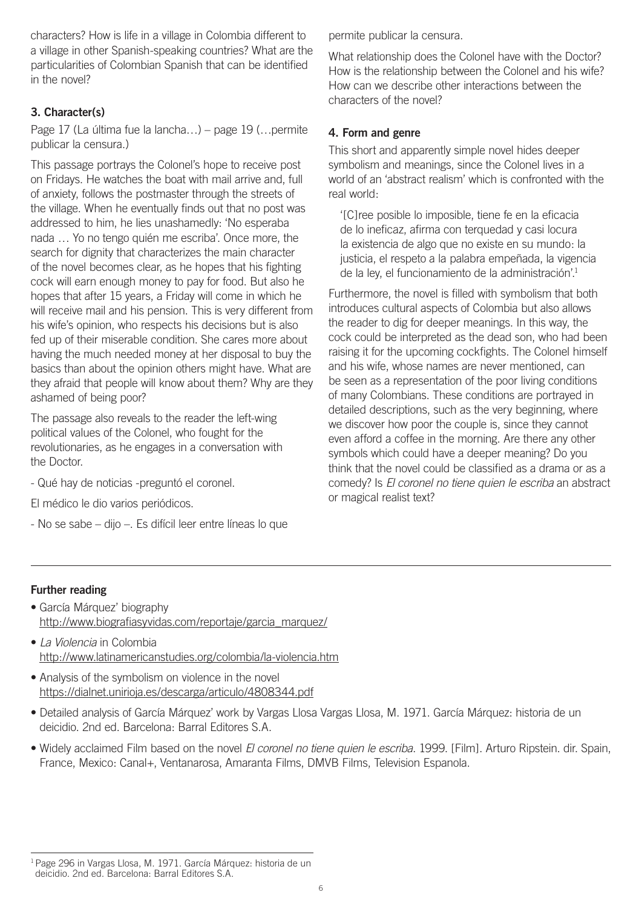characters? How is life in a village in Colombia different to a village in other Spanish-speaking countries? What are the particularities of Colombian Spanish that can be identified in the novel?

### 3. Character(s)

Page 17 (La última fue la lancha…) – page 19 (…permite publicar la censura.)

This passage portrays the Colonel's hope to receive post on Fridays. He watches the boat with mail arrive and, full of anxiety, follows the postmaster through the streets of the village. When he eventually finds out that no post was addressed to him, he lies unashamedly: 'No esperaba nada … Yo no tengo quién me escriba'. Once more, the search for dignity that characterizes the main character of the novel becomes clear, as he hopes that his fighting cock will earn enough money to pay for food. But also he hopes that after 15 years, a Friday will come in which he will receive mail and his pension. This is very different from his wife's opinion, who respects his decisions but is also fed up of their miserable condition. She cares more about having the much needed money at her disposal to buy the basics than about the opinion others might have. What are they afraid that people will know about them? Why are they ashamed of being poor?

The passage also reveals to the reader the left-wing political values of the Colonel, who fought for the revolutionaries, as he engages in a conversation with the Doctor.

- Qué hay de noticias -preguntó el coronel.

El médico le dio varios periódicos.

- No se sabe – dijo –. Es difícil leer entre líneas lo que permite publicar la censura.

What relationship does the Colonel have with the Doctor? How is the relationship between the Colonel and his wife? How can we describe other interactions between the characters of the novel?

### 4. Form and genre

This short and apparently simple novel hides deeper symbolism and meanings, since the Colonel lives in a world of an 'abstract realism' which is confronted with the real world:

> '[C]ree posible lo imposible, tiene fe en la eficacia de lo ineficaz, afirma con terquedad y casi locura la existencia de algo que no existe en su mundo: la justicia, el respeto a la palabra empeñada, la vigencia de la ley, el funcionamiento de la administración'.[1]

Furthermore, the novel is filled with symbolism that both introduces cultural aspects of Colombia but also allows the reader to dig for deeper meanings. In this way, the cock could be interpreted as the dead son, who had been raising it for the upcoming cockfights. The Colonel himself and his wife, whose names are never mentioned, can be seen as a representation of the poor living conditions of many Colombians. These conditions are portrayed in detailed descriptions, such as the very beginning, where we discover how poor the couple is, since they cannot even afford a coffee in the morning. Are there any other symbols which could have a deeper meaning? Do you think that the novel could be classified as a drama or as a comedy? Is *El coronel no tiene quien le escriba* an abstract or magical realist text?

---

**Further reading**

- García Márquez' biography http://www.biografiasyvidas.com/reportaje/garcia_marquez/
- *La Violencia* in Colombia http://www.latinamericanstudies.org/colombia/la-violencia.htm
- Analysis of the symbolism on violence in the novel https://dialnet.unirioja.es/descarga/articulo/4808344.pdf
- Detailed analysis of García Márquez' work by Vargas Llosa Vargas Llosa, M. 1971. García Márquez: historia de un deicidio. 2nd ed. Barcelona: Barral Editores S.A.
- Widely acclaimed Film based on the novel *El coronel no tiene quien le escriba*. 1999. [Film]. Arturo Ripstein. dir. Spain, France, Mexico: Canal+, Ventanarosa, Amaranta Films, DMVB Films, Television Espanola.

---

[1] Page 296 in Vargas Llosa, M. 1971. García Márquez: historia de un deicidio. 2nd ed. Barcelona: Barral Editores S.A.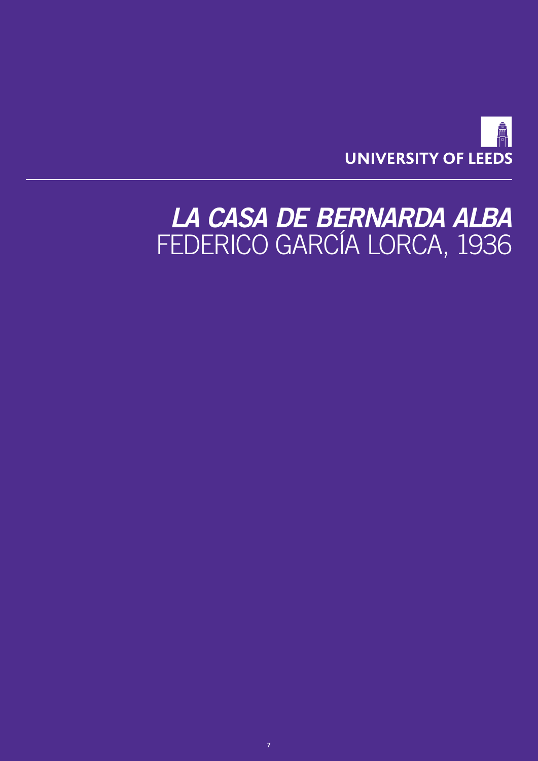UNIVERSITY OF LEEDS

# *LA CASA DE BERNARDA ALBA*
FEDERICO GARCÍA LORCA, 1936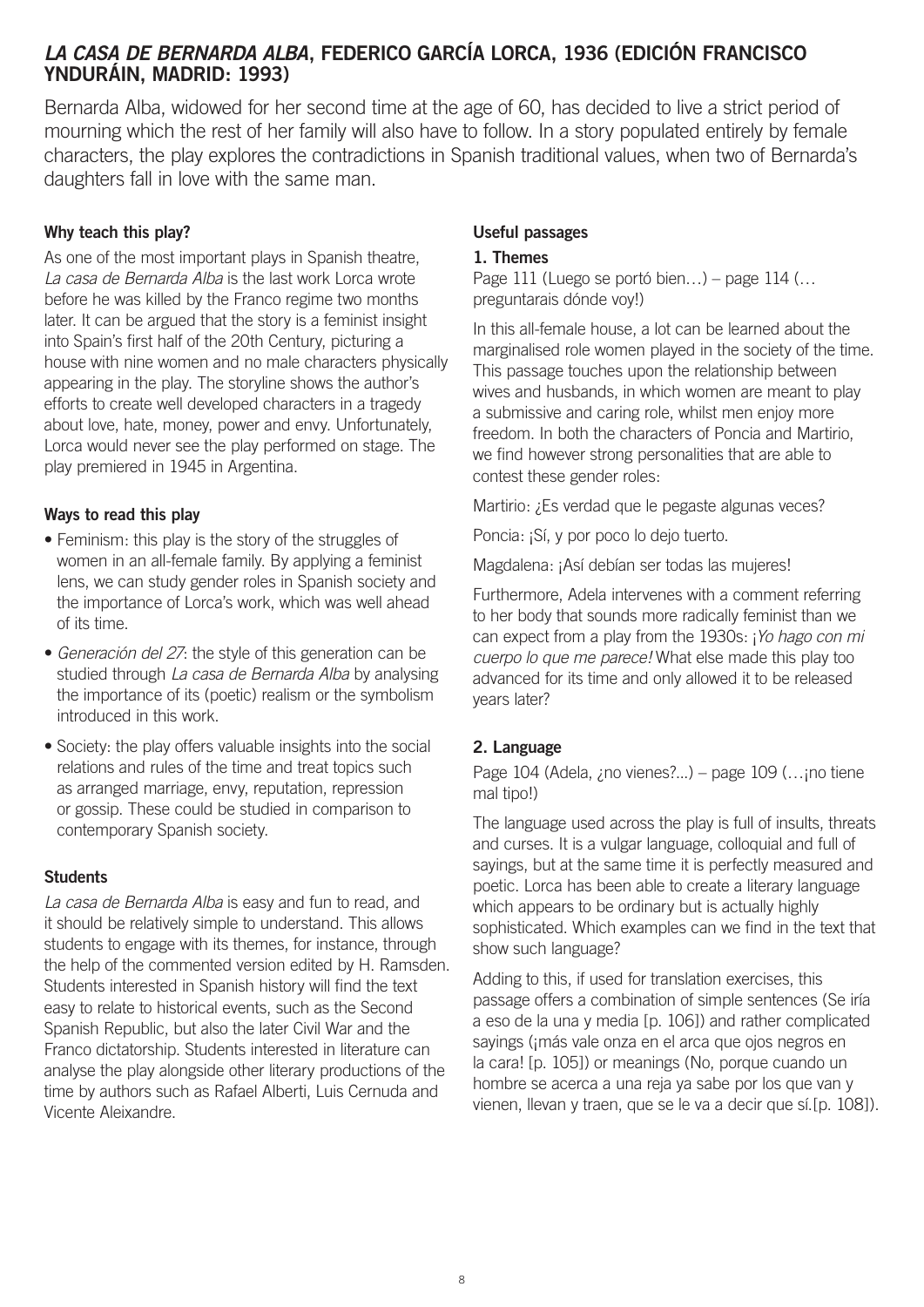## *LA CASA DE BERNARDA ALBA*, FEDERICO GARCÍA LORCA, 1936 (EDICIÓN FRANCISCO YNDURÁIN, MADRID: 1993)

Bernarda Alba, widowed for her second time at the age of 60, has decided to live a strict period of mourning which the rest of her family will also have to follow. In a story populated entirely by female characters, the play explores the contradictions in Spanish traditional values, when two of Bernarda's daughters fall in love with the same man.

### Why teach this play?

As one of the most important plays in Spanish theatre, *La casa de Bernarda Alba* is the last work Lorca wrote before he was killed by the Franco regime two months later. It can be argued that the story is a feminist insight into Spain's first half of the 20th Century, picturing a house with nine women and no male characters physically appearing in the play. The storyline shows the author's efforts to create well developed characters in a tragedy about love, hate, money, power and envy. Unfortunately, Lorca would never see the play performed on stage. The play premiered in 1945 in Argentina.

### Ways to read this play

- Feminism: this play is the story of the struggles of women in an all-female family. By applying a feminist lens, we can study gender roles in Spanish society and the importance of Lorca's work, which was well ahead of its time.
- *Generación del 27*: the style of this generation can be studied through *La casa de Bernarda Alba* by analysing the importance of its (poetic) realism or the symbolism introduced in this work.
- Society: the play offers valuable insights into the social relations and rules of the time and treat topics such as arranged marriage, envy, reputation, repression or gossip. These could be studied in comparison to contemporary Spanish society.

### Students

*La casa de Bernarda Alba* is easy and fun to read, and it should be relatively simple to understand. This allows students to engage with its themes, for instance, through the help of the commented version edited by H. Ramsden. Students interested in Spanish history will find the text easy to relate to historical events, such as the Second Spanish Republic, but also the later Civil War and the Franco dictatorship. Students interested in literature can analyse the play alongside other literary productions of the time by authors such as Rafael Alberti, Luis Cernuda and Vicente Aleixandre.

### Useful passages

#### 1. Themes

Page 111 (Luego se portó bien…) – page 114 (…preguntarais dónde voy!)

In this all-female house, a lot can be learned about the marginalised role women played in the society of the time. This passage touches upon the relationship between wives and husbands, in which women are meant to play a submissive and caring role, whilst men enjoy more freedom. In both the characters of Poncia and Martirio, we find however strong personalities that are able to contest these gender roles:

Martirio: ¿Es verdad que le pegaste algunas veces?

Poncia: ¡Sí, y por poco lo dejo tuerto.

Magdalena: ¡Así debían ser todas las mujeres!

Furthermore, Adela intervenes with a comment referring to her body that sounds more radically feminist than we can expect from a play from the 1930s: ¡*Yo hago con mi cuerpo lo que me parece!* What else made this play too advanced for its time and only allowed it to be released years later?

#### 2. Language

Page 104 (Adela, ¿no vienes?...) – page 109 (…¡no tiene mal tipo!)

The language used across the play is full of insults, threats and curses. It is a vulgar language, colloquial and full of sayings, but at the same time it is perfectly measured and poetic. Lorca has been able to create a literary language which appears to be ordinary but is actually highly sophisticated. Which examples can we find in the text that show such language?

Adding to this, if used for translation exercises, this passage offers a combination of simple sentences (Se iría a eso de la una y media [p. 106]) and rather complicated sayings (¡más vale onza en el arca que ojos negros en la cara! [p. 105]) or meanings (No, porque cuando un hombre se acerca a una reja ya sabe por los que van y vienen, llevan y traen, que se le va a decir que sí.[p. 108]).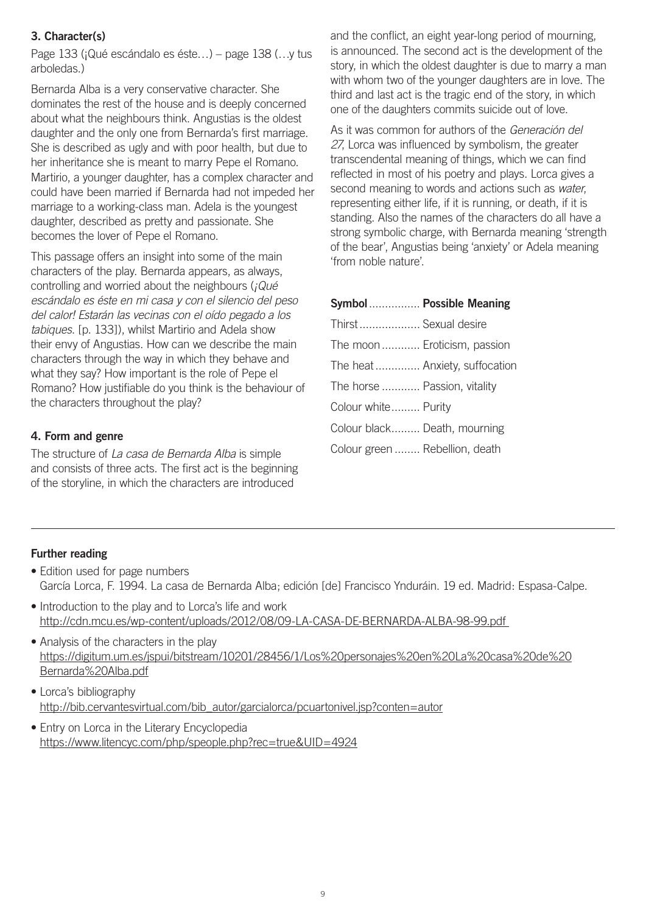### 3. Character(s)

Page 133 (¡Qué escándalo es éste…) – page 138 (…y tus arboledas.)

Bernarda Alba is a very conservative character. She dominates the rest of the house and is deeply concerned about what the neighbours think. Angustias is the oldest daughter and the only one from Bernarda's first marriage. She is described as ugly and with poor health, but due to her inheritance she is meant to marry Pepe el Romano. Martirio, a younger daughter, has a complex character and could have been married if Bernarda had not impeded her marriage to a working-class man. Adela is the youngest daughter, described as pretty and passionate. She becomes the lover of Pepe el Romano.

This passage offers an insight into some of the main characters of the play. Bernarda appears, as always, controlling and worried about the neighbours (*¡Qué escándalo es éste en mi casa y con el silencio del peso del calor! Estarán las vecinas con el oído pegado a los tabiques.* [p. 133]), whilst Martirio and Adela show their envy of Angustias. How can we describe the main characters through the way in which they behave and what they say? How important is the role of Pepe el Romano? How justifiable do you think is the behaviour of the characters throughout the play?

### 4. Form and genre

The structure of *La casa de Bernarda Alba* is simple and consists of three acts. The first act is the beginning of the storyline, in which the characters are introduced and the conflict, an eight year-long period of mourning, is announced. The second act is the development of the story, in which the oldest daughter is due to marry a man with whom two of the younger daughters are in love. The third and last act is the tragic end of the story, in which one of the daughters commits suicide out of love.

As it was common for authors of the *Generación del 27*, Lorca was influenced by symbolism, the greater transcendental meaning of things, which we can find reflected in most of his poetry and plays. Lorca gives a second meaning to words and actions such as *water*, representing either life, if it is running, or death, if it is standing. Also the names of the characters do all have a strong symbolic charge, with Bernarda meaning 'strength of the bear', Angustias being 'anxiety' or Adela meaning 'from noble nature'.

| Symbol | Possible Meaning |
| --- | --- |
| Thirst | Sexual desire |
| The moon | Eroticism, passion |
| The heat | Anxiety, suffocation |
| The horse | Passion, vitality |
| Colour white | Purity |
| Colour black | Death, mourning |
| Colour green | Rebellion, death |

---

### Further reading

- Edition used for page numbers
  García Lorca, F. 1994. La casa de Bernarda Alba; edición [de] Francisco Ynduráin. 19 ed. Madrid: Espasa-Calpe.
- Introduction to the play and to Lorca's life and work
  http://cdn.mcu.es/wp-content/uploads/2012/08/09-LA-CASA-DE-BERNARDA-ALBA-98-99.pdf
- Analysis of the characters in the play
  https://digitum.um.es/jspui/bitstream/10201/28456/1/Los%20personajes%20en%20La%20casa%20de%20Bernarda%20Alba.pdf
- Lorca's bibliography
  http://bib.cervantesvirtual.com/bib_autor/garcialorca/pcuartonivel.jsp?conten=autor
- Entry on Lorca in the Literary Encyclopedia
  https://www.litencyc.com/php/speople.php?rec=true&UID=4924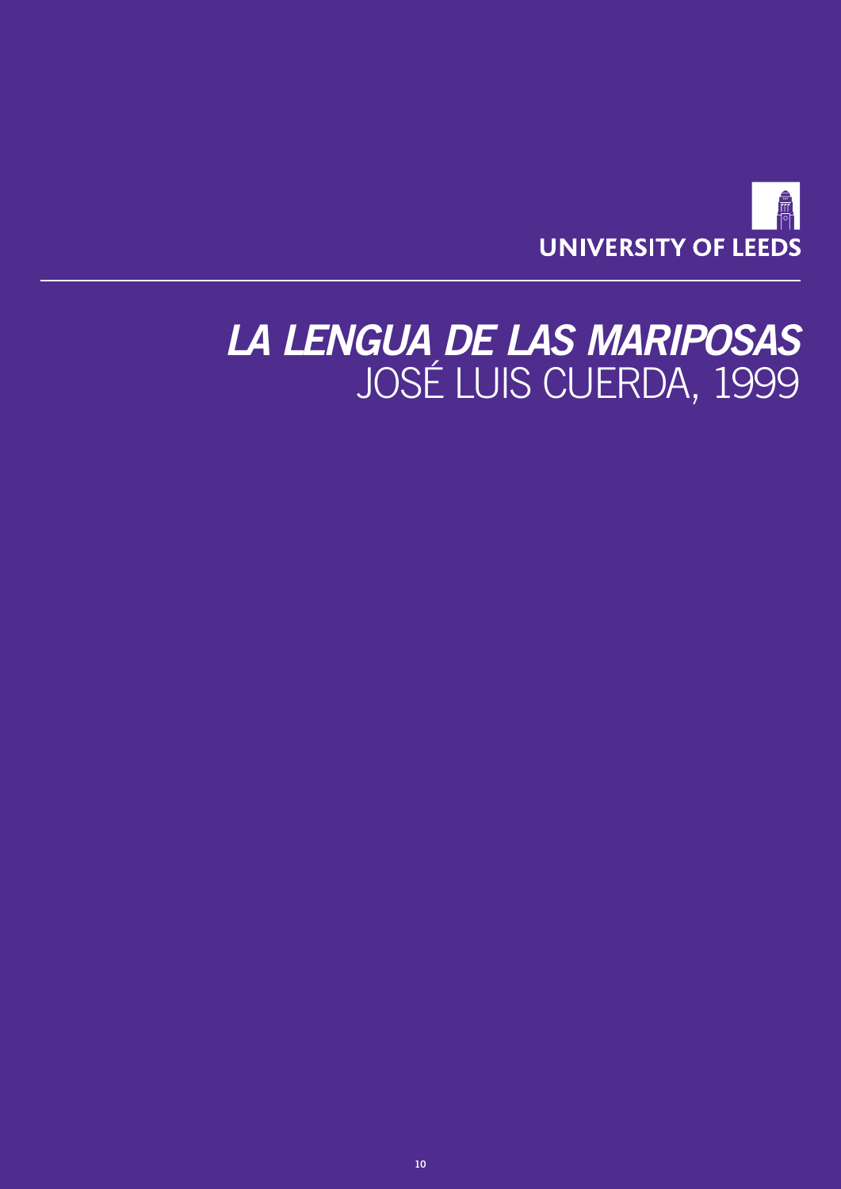UNIVERSITY OF LEEDS

# *LA LENGUA DE LAS MARIPOSAS*
JOSÉ LUIS CUERDA, 1999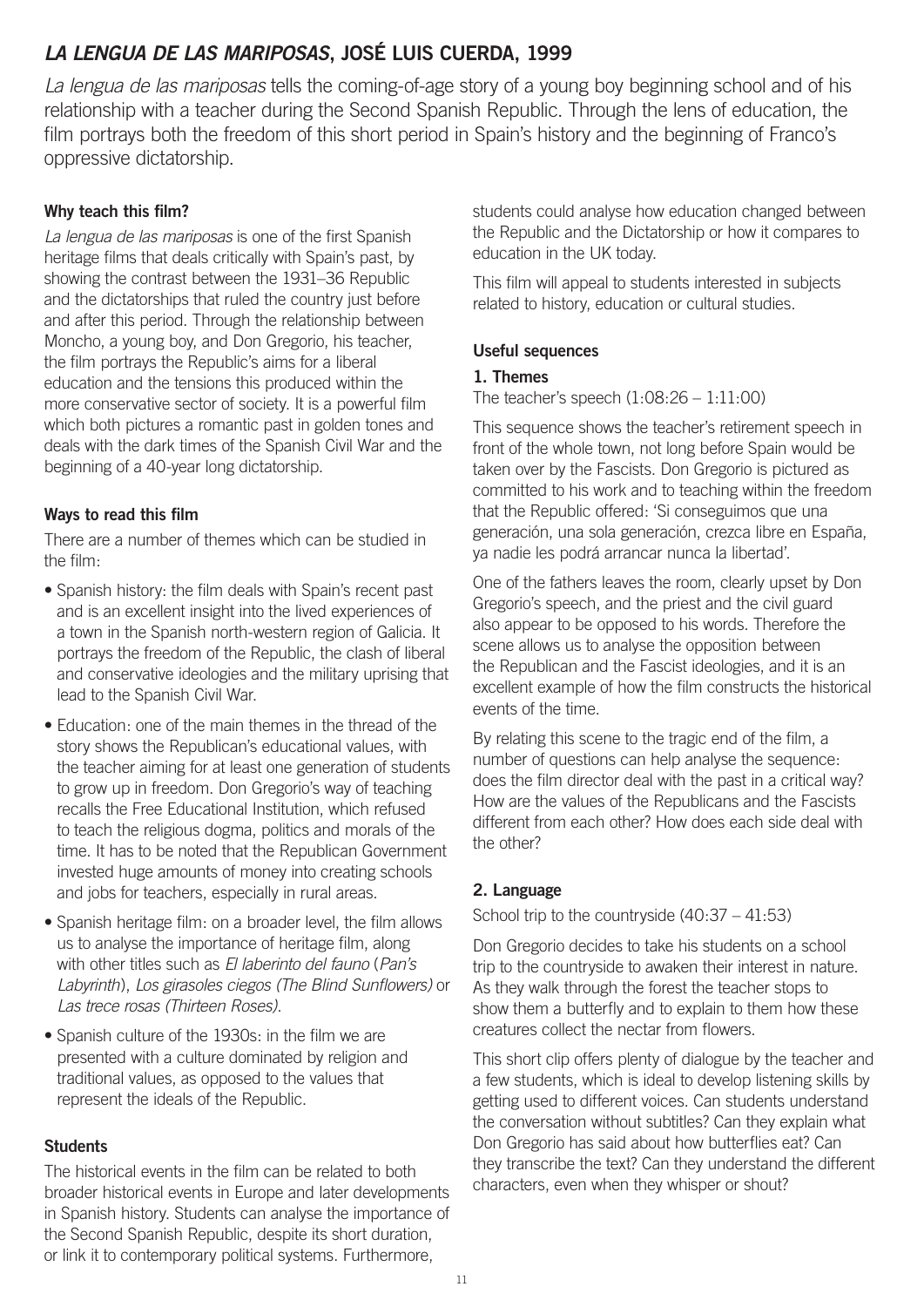# *LA LENGUA DE LAS MARIPOSAS*, JOSÉ LUIS CUERDA, 1999

*La lengua de las mariposas* tells the coming-of-age story of a young boy beginning school and of his relationship with a teacher during the Second Spanish Republic. Through the lens of education, the film portrays both the freedom of this short period in Spain's history and the beginning of Franco's oppressive dictatorship.

### Why teach this film?

*La lengua de las mariposas* is one of the first Spanish heritage films that deals critically with Spain's past, by showing the contrast between the 1931–36 Republic and the dictatorships that ruled the country just before and after this period. Through the relationship between Moncho, a young boy, and Don Gregorio, his teacher, the film portrays the Republic's aims for a liberal education and the tensions this produced within the more conservative sector of society. It is a powerful film which both pictures a romantic past in golden tones and deals with the dark times of the Spanish Civil War and the beginning of a 40-year long dictatorship.

### Ways to read this film

There are a number of themes which can be studied in the film:

- Spanish history: the film deals with Spain's recent past and is an excellent insight into the lived experiences of a town in the Spanish north-western region of Galicia. It portrays the freedom of the Republic, the clash of liberal and conservative ideologies and the military uprising that lead to the Spanish Civil War.
- Education: one of the main themes in the thread of the story shows the Republican's educational values, with the teacher aiming for at least one generation of students to grow up in freedom. Don Gregorio's way of teaching recalls the Free Educational Institution, which refused to teach the religious dogma, politics and morals of the time. It has to be noted that the Republican Government invested huge amounts of money into creating schools and jobs for teachers, especially in rural areas.
- Spanish heritage film: on a broader level, the film allows us to analyse the importance of heritage film, along with other titles such as *El laberinto del fauno* (*Pan's Labyrinth*), *Los girasoles ciegos (The Blind Sunflowers)* or *Las trece rosas (Thirteen Roses)*.
- Spanish culture of the 1930s: in the film we are presented with a culture dominated by religion and traditional values, as opposed to the values that represent the ideals of the Republic.

### Students

The historical events in the film can be related to both broader historical events in Europe and later developments in Spanish history. Students can analyse the importance of the Second Spanish Republic, despite its short duration, or link it to contemporary political systems. Furthermore, students could analyse how education changed between the Republic and the Dictatorship or how it compares to education in the UK today.

This film will appeal to students interested in subjects related to history, education or cultural studies.

### Useful sequences

#### 1. Themes

The teacher's speech (1:08:26 – 1:11:00)

This sequence shows the teacher's retirement speech in front of the whole town, not long before Spain would be taken over by the Fascists. Don Gregorio is pictured as committed to his work and to teaching within the freedom that the Republic offered: 'Si conseguimos que una generación, una sola generación, crezca libre en España, ya nadie les podrá arrancar nunca la libertad'.

One of the fathers leaves the room, clearly upset by Don Gregorio's speech, and the priest and the civil guard also appear to be opposed to his words. Therefore the scene allows us to analyse the opposition between the Republican and the Fascist ideologies, and it is an excellent example of how the film constructs the historical events of the time.

By relating this scene to the tragic end of the film, a number of questions can help analyse the sequence: does the film director deal with the past in a critical way? How are the values of the Republicans and the Fascists different from each other? How does each side deal with the other?

#### 2. Language

School trip to the countryside (40:37 – 41:53)

Don Gregorio decides to take his students on a school trip to the countryside to awaken their interest in nature. As they walk through the forest the teacher stops to show them a butterfly and to explain to them how these creatures collect the nectar from flowers.

This short clip offers plenty of dialogue by the teacher and a few students, which is ideal to develop listening skills by getting used to different voices. Can students understand the conversation without subtitles? Can they explain what Don Gregorio has said about how butterflies eat? Can they transcribe the text? Can they understand the different characters, even when they whisper or shout?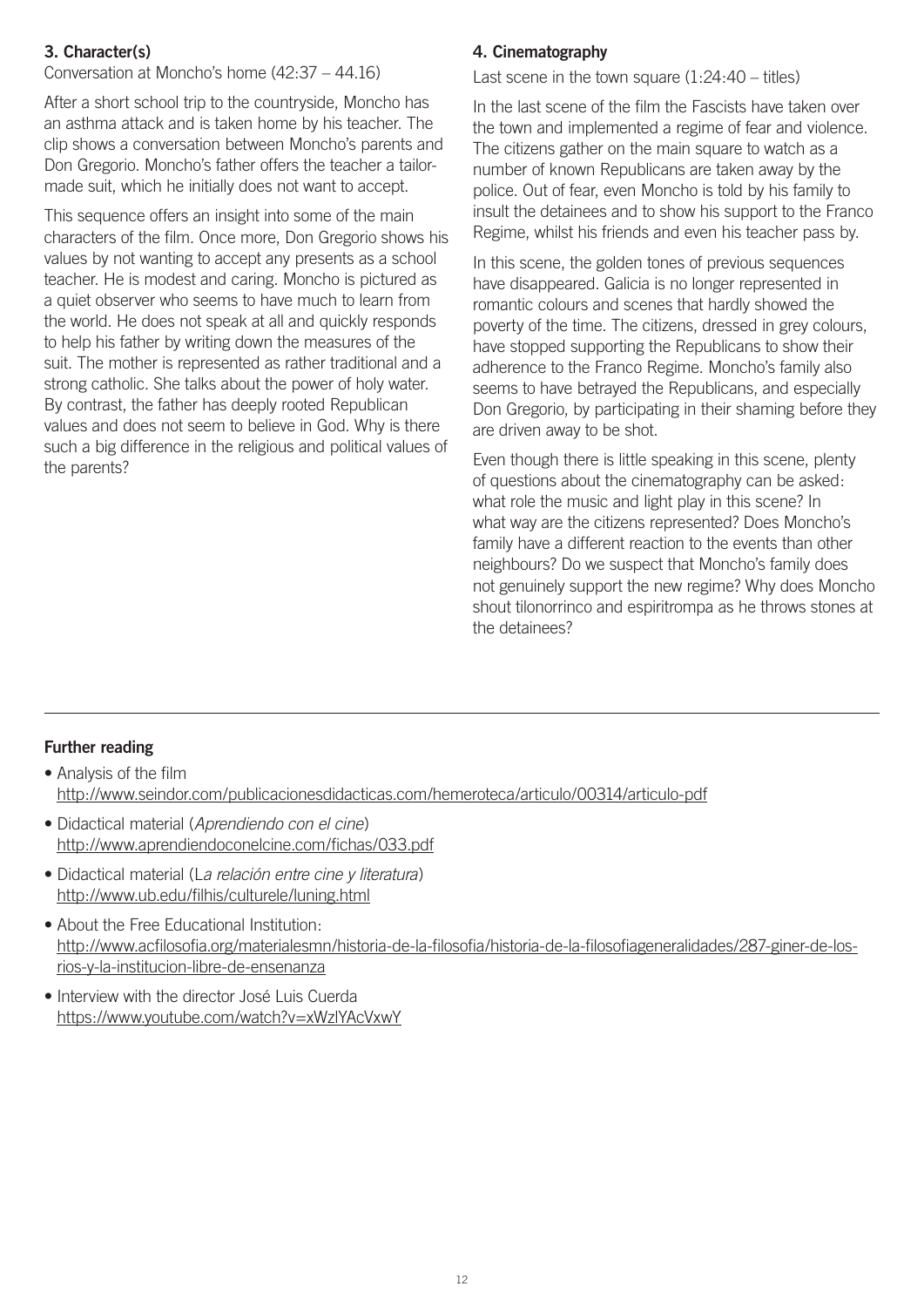### 3. Character(s)

Conversation at Moncho's home (42:37 – 44.16)

After a short school trip to the countryside, Moncho has an asthma attack and is taken home by his teacher. The clip shows a conversation between Moncho's parents and Don Gregorio. Moncho's father offers the teacher a tailor-made suit, which he initially does not want to accept.

This sequence offers an insight into some of the main characters of the film. Once more, Don Gregorio shows his values by not wanting to accept any presents as a school teacher. He is modest and caring. Moncho is pictured as a quiet observer who seems to have much to learn from the world. He does not speak at all and quickly responds to help his father by writing down the measures of the suit. The mother is represented as rather traditional and a strong catholic. She talks about the power of holy water. By contrast, the father has deeply rooted Republican values and does not seem to believe in God. Why is there such a big difference in the religious and political values of the parents?

### 4. Cinematography

Last scene in the town square (1:24:40 – titles)

In the last scene of the film the Fascists have taken over the town and implemented a regime of fear and violence. The citizens gather on the main square to watch as a number of known Republicans are taken away by the police. Out of fear, even Moncho is told by his family to insult the detainees and to show his support to the Franco Regime, whilst his friends and even his teacher pass by.

In this scene, the golden tones of previous sequences have disappeared. Galicia is no longer represented in romantic colours and scenes that hardly showed the poverty of the time. The citizens, dressed in grey colours, have stopped supporting the Republicans to show their adherence to the Franco Regime. Moncho's family also seems to have betrayed the Republicans, and especially Don Gregorio, by participating in their shaming before they are driven away to be shot.

Even though there is little speaking in this scene, plenty of questions about the cinematography can be asked: what role the music and light play in this scene? In what way are the citizens represented? Does Moncho's family have a different reaction to the events than other neighbours? Do we suspect that Moncho's family does not genuinely support the new regime? Why does Moncho shout tilonorrinco and espiritrompa as he throws stones at the detainees?

---

### Further reading

- Analysis of the film
  http://www.seindor.com/publicacionesdidacticas.com/hemeroteca/articulo/00314/articulo-pdf
- Didactical material (*Aprendiendo con el cine*)
  http://www.aprendiendoconelcine.com/fichas/033.pdf
- Didactical material (L*a relación entre cine y literatura*)
  http://www.ub.edu/filhis/culturele/luning.html
- About the Free Educational Institution:
  http://www.acfilosofia.org/materialesmn/historia-de-la-filosofia/historia-de-la-filosofiageneralidades/287-giner-de-los-rios-y-la-institucion-libre-de-ensenanza
- Interview with the director José Luis Cuerda
  https://www.youtube.com/watch?v=xWzlYAcVxwY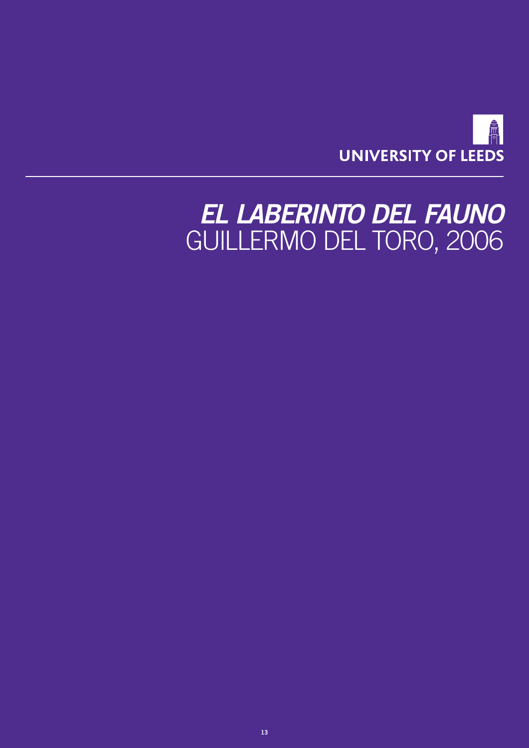UNIVERSITY OF LEEDS

# *EL LABERINTO DEL FAUNO*
# GUILLERMO DEL TORO, 2006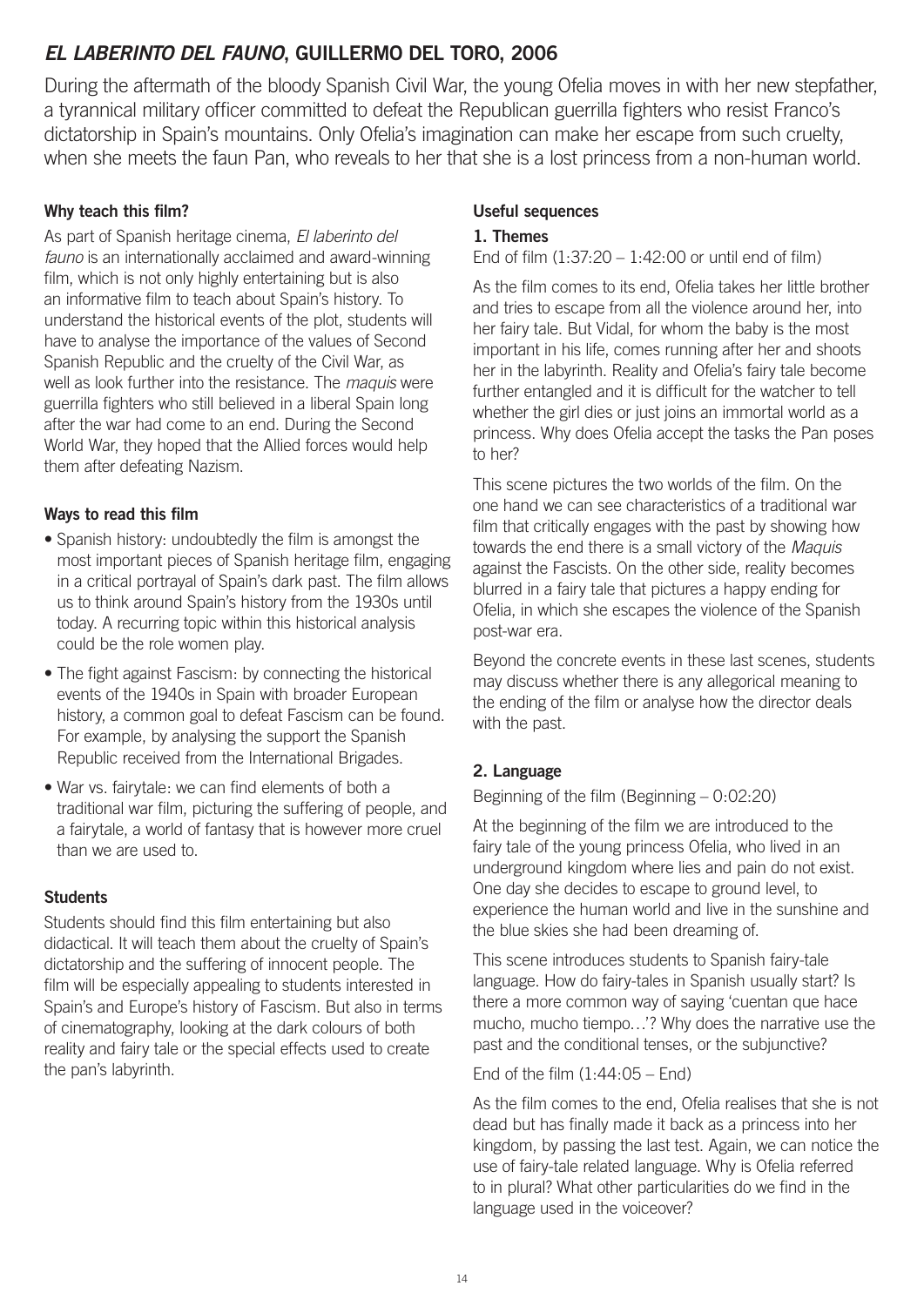## *EL LABERINTO DEL FAUNO*, GUILLERMO DEL TORO, 2006

During the aftermath of the bloody Spanish Civil War, the young Ofelia moves in with her new stepfather, a tyrannical military officer committed to defeat the Republican guerrilla fighters who resist Franco's dictatorship in Spain's mountains. Only Ofelia's imagination can make her escape from such cruelty, when she meets the faun Pan, who reveals to her that she is a lost princess from a non-human world.

### Why teach this film?

As part of Spanish heritage cinema, *El laberinto del fauno* is an internationally acclaimed and award-winning film, which is not only highly entertaining but is also an informative film to teach about Spain's history. To understand the historical events of the plot, students will have to analyse the importance of the values of Second Spanish Republic and the cruelty of the Civil War, as well as look further into the resistance. The *maquis* were guerrilla fighters who still believed in a liberal Spain long after the war had come to an end. During the Second World War, they hoped that the Allied forces would help them after defeating Nazism.

### Ways to read this film

- Spanish history: undoubtedly the film is amongst the most important pieces of Spanish heritage film, engaging in a critical portrayal of Spain's dark past. The film allows us to think around Spain's history from the 1930s until today. A recurring topic within this historical analysis could be the role women play.
- The fight against Fascism: by connecting the historical events of the 1940s in Spain with broader European history, a common goal to defeat Fascism can be found. For example, by analysing the support the Spanish Republic received from the International Brigades.
- War vs. fairytale: we can find elements of both a traditional war film, picturing the suffering of people, and a fairytale, a world of fantasy that is however more cruel than we are used to.

### Students

Students should find this film entertaining but also didactical. It will teach them about the cruelty of Spain's dictatorship and the suffering of innocent people. The film will be especially appealing to students interested in Spain's and Europe's history of Fascism. But also in terms of cinematography, looking at the dark colours of both reality and fairy tale or the special effects used to create the pan's labyrinth.

### Useful sequences

#### 1. Themes

End of film (1:37:20 – 1:42:00 or until end of film)

As the film comes to its end, Ofelia takes her little brother and tries to escape from all the violence around her, into her fairy tale. But Vidal, for whom the baby is the most important in his life, comes running after her and shoots her in the labyrinth. Reality and Ofelia's fairy tale become further entangled and it is difficult for the watcher to tell whether the girl dies or just joins an immortal world as a princess. Why does Ofelia accept the tasks the Pan poses to her?

This scene pictures the two worlds of the film. On the one hand we can see characteristics of a traditional war film that critically engages with the past by showing how towards the end there is a small victory of the *Maquis* against the Fascists. On the other side, reality becomes blurred in a fairy tale that pictures a happy ending for Ofelia, in which she escapes the violence of the Spanish post-war era.

Beyond the concrete events in these last scenes, students may discuss whether there is any allegorical meaning to the ending of the film or analyse how the director deals with the past.

#### 2. Language

Beginning of the film (Beginning – 0:02:20)

At the beginning of the film we are introduced to the fairy tale of the young princess Ofelia, who lived in an underground kingdom where lies and pain do not exist. One day she decides to escape to ground level, to experience the human world and live in the sunshine and the blue skies she had been dreaming of.

This scene introduces students to Spanish fairy-tale language. How do fairy-tales in Spanish usually start? Is there a more common way of saying 'cuentan que hace mucho, mucho tiempo…'? Why does the narrative use the past and the conditional tenses, or the subjunctive?

End of the film (1:44:05 – End)

As the film comes to the end, Ofelia realises that she is not dead but has finally made it back as a princess into her kingdom, by passing the last test. Again, we can notice the use of fairy-tale related language. Why is Ofelia referred to in plural? What other particularities do we find in the language used in the voiceover?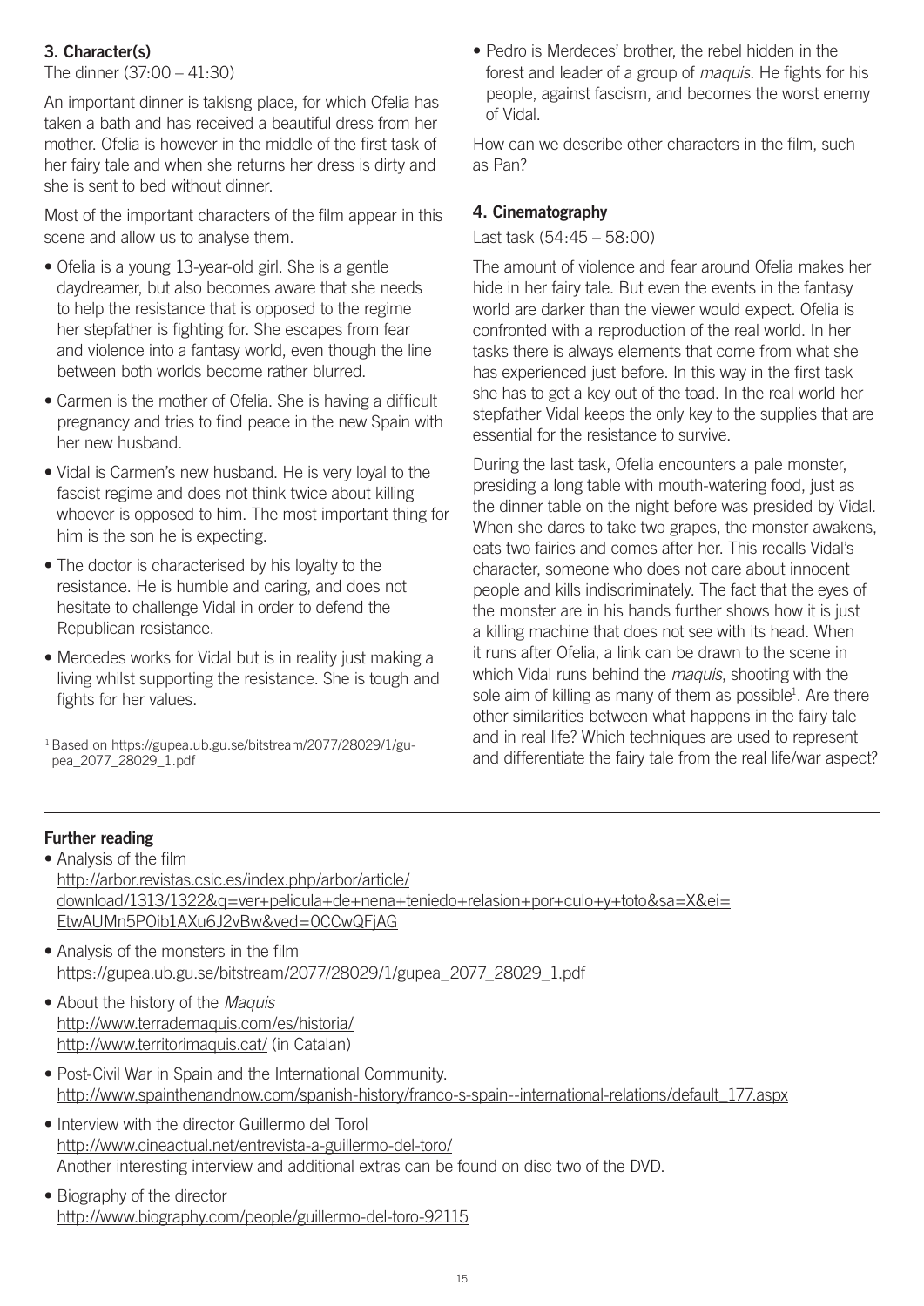### 3. Character(s)

The dinner (37:00 – 41:30)

An important dinner is takisng place, for which Ofelia has taken a bath and has received a beautiful dress from her mother. Ofelia is however in the middle of the first task of her fairy tale and when she returns her dress is dirty and she is sent to bed without dinner.

Most of the important characters of the film appear in this scene and allow us to analyse them.

- Ofelia is a young 13-year-old girl. She is a gentle daydreamer, but also becomes aware that she needs to help the resistance that is opposed to the regime her stepfather is fighting for. She escapes from fear and violence into a fantasy world, even though the line between both worlds become rather blurred.
- Carmen is the mother of Ofelia. She is having a difficult pregnancy and tries to find peace in the new Spain with her new husband.
- Vidal is Carmen's new husband. He is very loyal to the fascist regime and does not think twice about killing whoever is opposed to him. The most important thing for him is the son he is expecting.
- The doctor is characterised by his loyalty to the resistance. He is humble and caring, and does not hesitate to challenge Vidal in order to defend the Republican resistance.
- Mercedes works for Vidal but is in reality just making a living whilst supporting the resistance. She is tough and fights for her values.
- Pedro is Merdeces' brother, the rebel hidden in the forest and leader of a group of *maquis*. He fights for his people, against fascism, and becomes the worst enemy of Vidal.

How can we describe other characters in the film, such as Pan?

### 4. Cinematography

Last task (54:45 – 58:00)

The amount of violence and fear around Ofelia makes her hide in her fairy tale. But even the events in the fantasy world are darker than the viewer would expect. Ofelia is confronted with a reproduction of the real world. In her tasks there is always elements that come from what she has experienced just before. In this way in the first task she has to get a key out of the toad. In the real world her stepfather Vidal keeps the only key to the supplies that are essential for the resistance to survive.

During the last task, Ofelia encounters a pale monster, presiding a long table with mouth-watering food, just as the dinner table on the night before was presided by Vidal. When she dares to take two grapes, the monster awakens, eats two fairies and comes after her. This recalls Vidal's character, someone who does not care about innocent people and kills indiscriminately. The fact that the eyes of the monster are in his hands further shows how it is just a killing machine that does not see with its head. When it runs after Ofelia, a link can be drawn to the scene in which Vidal runs behind the *maquis*, shooting with the sole aim of killing as many of them as possible[1]. Are there other similarities between what happens in the fairy tale and in real life? Which techniques are used to represent and differentiate the fairy tale from the real life/war aspect?

[1] Based on https://gupea.ub.gu.se/bitstream/2077/28029/1/gupea_2077_28029_1.pdf

### Further reading

- Analysis of the film
  http://arbor.revistas.csic.es/index.php/arbor/article/download/1313/1322&q=ver+pelicula+de+nena+teniedo+relasion+por+culo+y+toto&sa=X&ei=EtwAUMn5POib1AXu6J2vBw&ved=0CCwQFjAG
- Analysis of the monsters in the film
  https://gupea.ub.gu.se/bitstream/2077/28029/1/gupea_2077_28029_1.pdf
- About the history of the *Maquis*
  http://www.terrademaquis.com/es/historia/
  http://www.territorimaquis.cat/ (in Catalan)
- Post-Civil War in Spain and the International Community.
  http://www.spainthenandnow.com/spanish-history/franco-s-spain--international-relations/default_177.aspx
- Interview with the director Guillermo del Torol
  http://www.cineactual.net/entrevista-a-guillermo-del-toro/
  Another interesting interview and additional extras can be found on disc two of the DVD.
- Biography of the director
  http://www.biography.com/people/guillermo-del-toro-92115